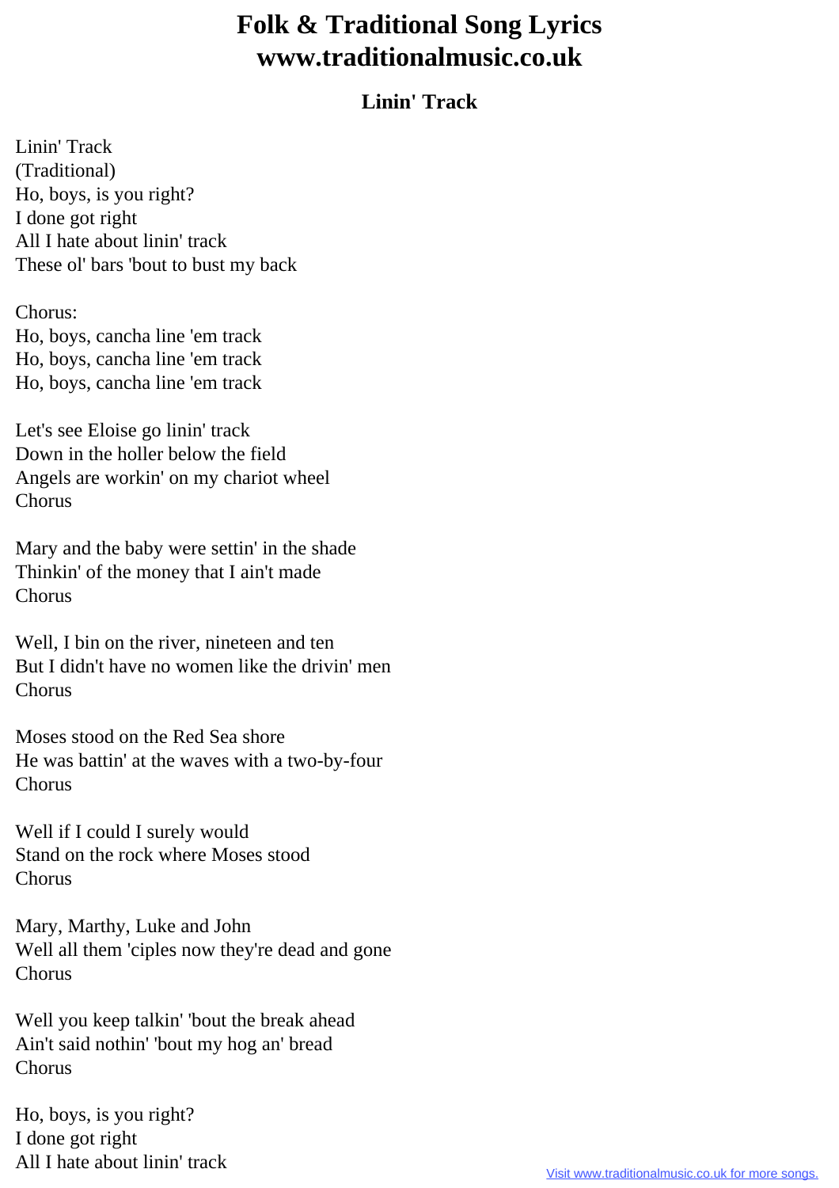# Folk & Traditional Song Lyrics www.traditionalmusic.co.uk

## Linin' Track

Linin' Track
(Traditional)
Ho, boys, is you right?
I done got right
All I hate about linin' track
These ol' bars 'bout to bust my back

Chorus:
Ho, boys, cancha line 'em track
Ho, boys, cancha line 'em track
Ho, boys, cancha line 'em track

Let's see Eloise go linin' track
Down in the holler below the field
Angels are workin' on my chariot wheel
Chorus

Mary and the baby were settin' in the shade
Thinkin' of the money that I ain't made
Chorus

Well, I bin on the river, nineteen and ten
But I didn't have no women like the drivin' men
Chorus

Moses stood on the Red Sea shore
He was battin' at the waves with a two-by-four
Chorus

Well if I could I surely would
Stand on the rock where Moses stood
Chorus

Mary, Marthy, Luke and John
Well all them 'ciples now they're dead and gone
Chorus

Well you keep talkin' 'bout the break ahead
Ain't said nothin' 'bout my hog an' bread
Chorus

Ho, boys, is you right?
I done got right
All I hate about linin' track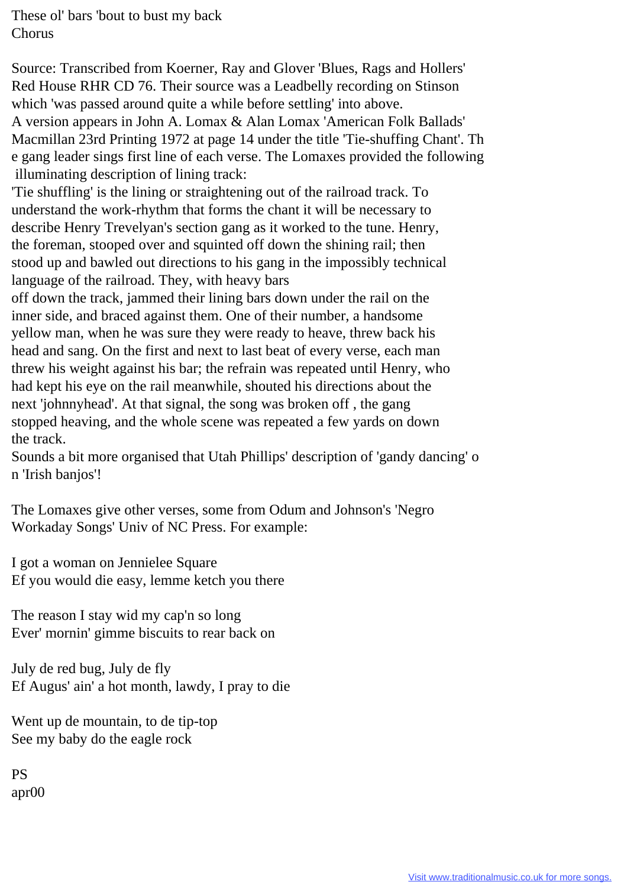These ol' bars 'bout to bust my back
Chorus

Source: Transcribed from Koerner, Ray and Glover 'Blues, Rags and Hollers' Red House RHR CD 76. Their source was a Leadbelly recording on Stinson which 'was passed around quite a while before settling' into above.
A version appears in John A. Lomax & Alan Lomax 'American Folk Ballads' Macmillan 23rd Printing 1972 at page 14 under the title 'Tie-shuffing Chant'. The gang leader sings first line of each verse. The Lomaxes provided the following illuminating description of lining track:
'Tie shuffling' is the lining or straightening out of the railroad track. To understand the work-rhythm that forms the chant it will be necessary to describe Henry Trevelyan's section gang as it worked to the tune. Henry, the foreman, stooped over and squinted off down the shining rail; then stood up and bawled out directions to his gang in the impossibly technical language of the railroad. They, with heavy bars
off down the track, jammed their lining bars down under the rail on the inner side, and braced against them. One of their number, a handsome yellow man, when he was sure they were ready to heave, threw back his head and sang. On the first and next to last beat of every verse, each man threw his weight against his bar; the refrain was repeated until Henry, who had kept his eye on the rail meanwhile, shouted his directions about the next 'johnnyhead'. At that signal, the song was broken off , the gang stopped heaving, and the whole scene was repeated a few yards on down the track.
Sounds a bit more organised that Utah Phillips' description of 'gandy dancing' on 'Irish banjos'!

The Lomaxes give other verses, some from Odum and Johnson's 'Negro Workaday Songs' Univ of NC Press. For example:

I got a woman on Jennielee Square
Ef you would die easy, lemme ketch you there

The reason I stay wid my cap'n so long
Ever' mornin' gimme biscuits to rear back on

July de red bug, July de fly
Ef Augus' ain' a hot month, lawdy, I pray to die

Went up de mountain, to de tip-top
See my baby do the eagle rock

PS
apr00